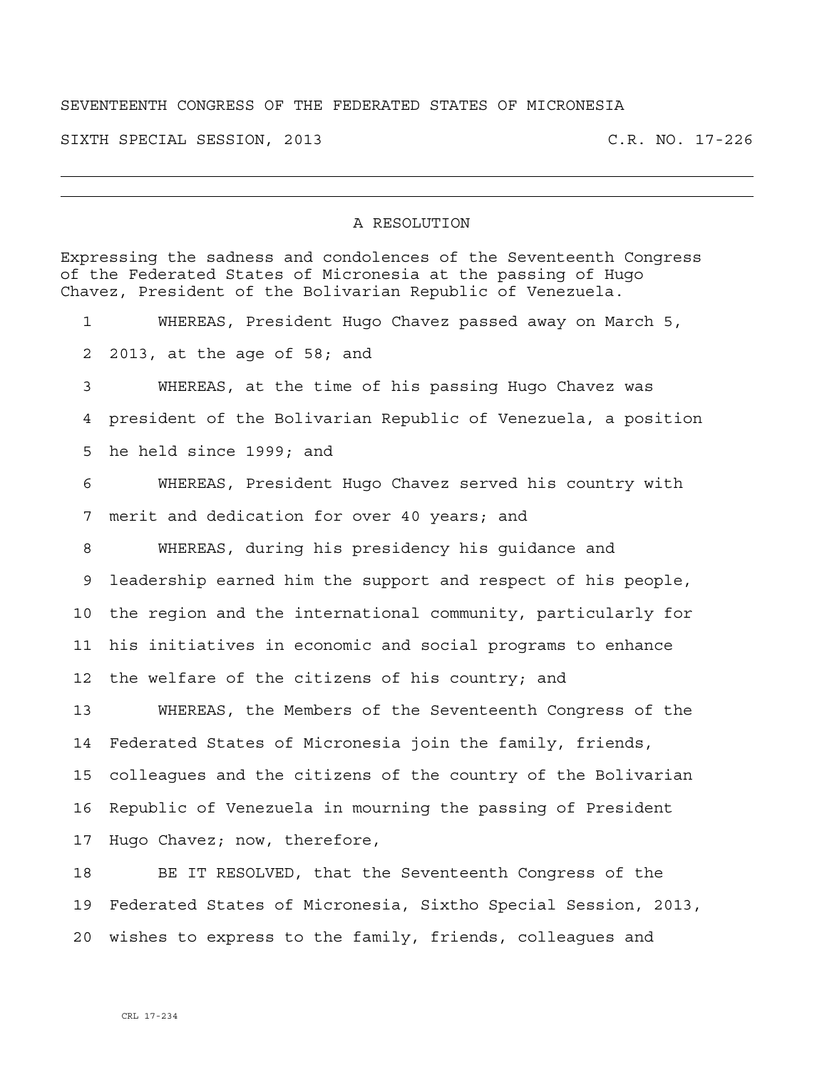SEVENTEENTH CONGRESS OF THE FEDERATED STATES OF MICRONESIA

SIXTH SPECIAL SESSION, 2013 C.R. NO. 17-226

---

## A RESOLUTION

Expressing the sadness and condolences of the Seventeenth Congress of the Federated States of Micronesia at the passing of Hugo Chavez, President of the Bolivarian Republic of Venezuela.

1 WHEREAS, President Hugo Chavez passed away on March 5,
2 2013, at the age of 58; and
3 WHEREAS, at the time of his passing Hugo Chavez was
4 president of the Bolivarian Republic of Venezuela, a position
5 he held since 1999; and
6 WHEREAS, President Hugo Chavez served his country with
7 merit and dedication for over 40 years; and
8 WHEREAS, during his presidency his guidance and
9 leadership earned him the support and respect of his people,
10 the region and the international community, particularly for
11 his initiatives in economic and social programs to enhance
12 the welfare of the citizens of his country; and
13 WHEREAS, the Members of the Seventeenth Congress of the
14 Federated States of Micronesia join the family, friends,
15 colleagues and the citizens of the country of the Bolivarian
16 Republic of Venezuela in mourning the passing of President
17 Hugo Chavez; now, therefore,
18 BE IT RESOLVED, that the Seventeenth Congress of the
19 Federated States of Micronesia, Sixtho Special Session, 2013,
20 wishes to express to the family, friends, colleagues and

CRL 17-234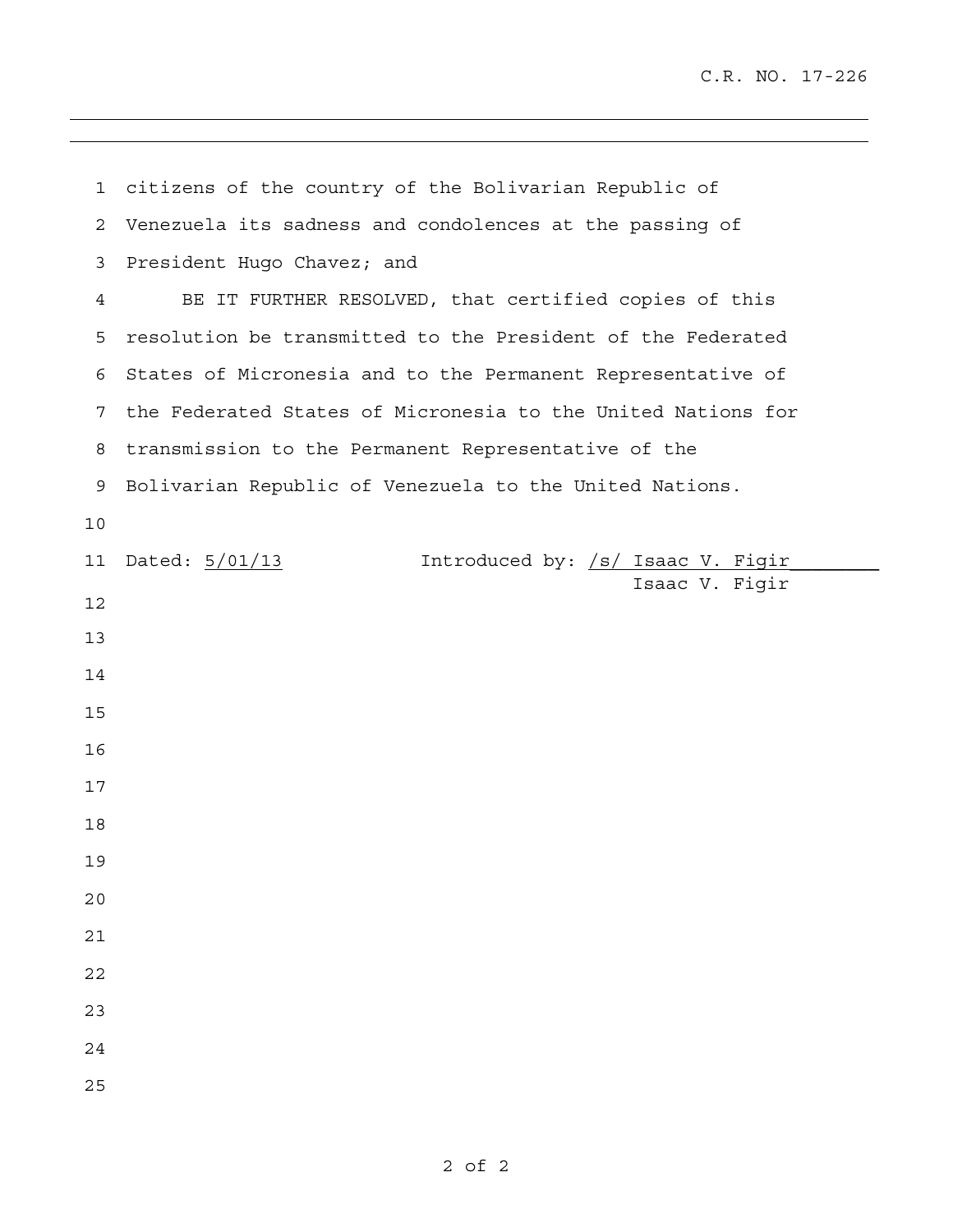citizens of the country of the Bolivarian Republic of Venezuela its sadness and condolences at the passing of President Hugo Chavez; and

BE IT FURTHER RESOLVED, that certified copies of this resolution be transmitted to the President of the Federated States of Micronesia and to the Permanent Representative of the Federated States of Micronesia to the United Nations for transmission to the Permanent Representative of the Bolivarian Republic of Venezuela to the United Nations.

Dated: 5/01/13

Introduced by: /s/ Isaac V. Figir
Isaac V. Figir